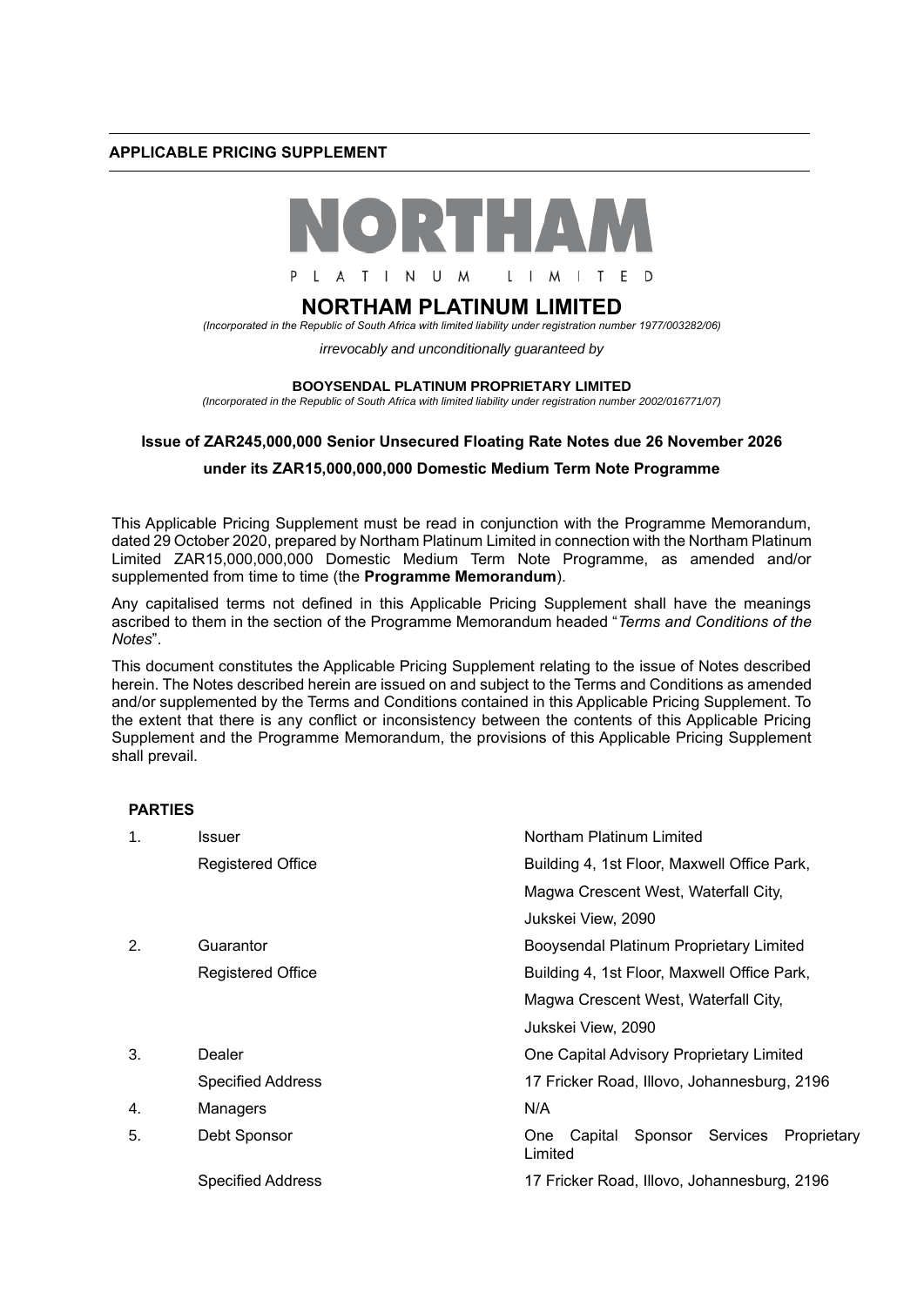**APPLICABLE PRICING SUPPLEMENT**

NORTHAM

PLATINUM LIMITED

# NORTHAM PLATINUM LIMITED

*(Incorporated in the Republic of South Africa with limited liability under registration number 1977/003282/06)*

*irrevocably and unconditionally guaranteed by*

**BOOYSENDAL PLATINUM PROPRIETARY LIMITED**

*(Incorporated in the Republic of South Africa with limited liability under registration number 2002/016771/07)*

**Issue of ZAR245,000,000 Senior Unsecured Floating Rate Notes due 26 November 2026**

**under its ZAR15,000,000,000 Domestic Medium Term Note Programme**

This Applicable Pricing Supplement must be read in conjunction with the Programme Memorandum, dated 29 October 2020, prepared by Northam Platinum Limited in connection with the Northam Platinum Limited ZAR15,000,000,000 Domestic Medium Term Note Programme, as amended and/or supplemented from time to time (the **Programme Memorandum**).

Any capitalised terms not defined in this Applicable Pricing Supplement shall have the meanings ascribed to them in the section of the Programme Memorandum headed "*Terms and Conditions of the Notes*".

This document constitutes the Applicable Pricing Supplement relating to the issue of Notes described herein. The Notes described herein are issued on and subject to the Terms and Conditions as amended and/or supplemented by the Terms and Conditions contained in this Applicable Pricing Supplement. To the extent that there is any conflict or inconsistency between the contents of this Applicable Pricing Supplement and the Programme Memorandum, the provisions of this Applicable Pricing Supplement shall prevail.

**PARTIES**

| | | |
|---|---|---|
| 1. | Issuer | Northam Platinum Limited |
| | Registered Office | Building 4, 1st Floor, Maxwell Office Park, Magwa Crescent West, Waterfall City, Jukskei View, 2090 |
| 2. | Guarantor | Booysendal Platinum Proprietary Limited |
| | Registered Office | Building 4, 1st Floor, Maxwell Office Park, Magwa Crescent West, Waterfall City, Jukskei View, 2090 |
| 3. | Dealer | One Capital Advisory Proprietary Limited |
| | Specified Address | 17 Fricker Road, Illovo, Johannesburg, 2196 |
| 4. | Managers | N/A |
| 5. | Debt Sponsor | One Capital Sponsor Services Proprietary Limited |
| | Specified Address | 17 Fricker Road, Illovo, Johannesburg, 2196 |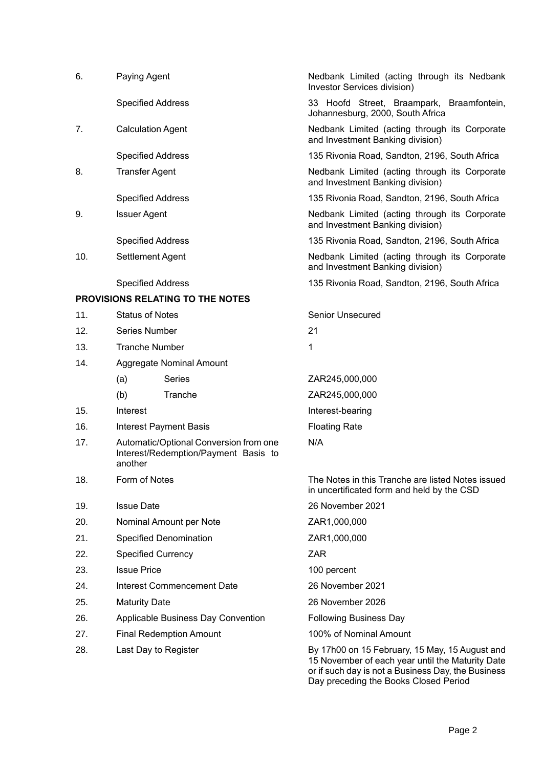| | | |
|---|---|---|
| 6. | Paying Agent | Nedbank Limited (acting through its Nedbank Investor Services division) |
| | Specified Address | 33 Hoofd Street, Braampark, Braamfontein, Johannesburg, 2000, South Africa |
| 7. | Calculation Agent | Nedbank Limited (acting through its Corporate and Investment Banking division) |
| | Specified Address | 135 Rivonia Road, Sandton, 2196, South Africa |
| 8. | Transfer Agent | Nedbank Limited (acting through its Corporate and Investment Banking division) |
| | Specified Address | 135 Rivonia Road, Sandton, 2196, South Africa |
| 9. | Issuer Agent | Nedbank Limited (acting through its Corporate and Investment Banking division) |
| | Specified Address | 135 Rivonia Road, Sandton, 2196, South Africa |
| 10. | Settlement Agent | Nedbank Limited (acting through its Corporate and Investment Banking division) |
| | Specified Address | 135 Rivonia Road, Sandton, 2196, South Africa |

**PROVISIONS RELATING TO THE NOTES**

| | | |
|---|---|---|
| 11. | Status of Notes | Senior Unsecured |
| 12. | Series Number | 21 |
| 13. | Tranche Number | 1 |
| 14. | Aggregate Nominal Amount | |
| | (a) Series | ZAR245,000,000 |
| | (b) Tranche | ZAR245,000,000 |
| 15. | Interest | Interest-bearing |
| 16. | Interest Payment Basis | Floating Rate |
| 17. | Automatic/Optional Conversion from one Interest/Redemption/Payment Basis to another | N/A |
| 18. | Form of Notes | The Notes in this Tranche are listed Notes issued in uncertificated form and held by the CSD |
| 19. | Issue Date | 26 November 2021 |
| 20. | Nominal Amount per Note | ZAR1,000,000 |
| 21. | Specified Denomination | ZAR1,000,000 |
| 22. | Specified Currency | ZAR |
| 23. | Issue Price | 100 percent |
| 24. | Interest Commencement Date | 26 November 2021 |
| 25. | Maturity Date | 26 November 2026 |
| 26. | Applicable Business Day Convention | Following Business Day |
| 27. | Final Redemption Amount | 100% of Nominal Amount |
| 28. | Last Day to Register | By 17h00 on 15 February, 15 May, 15 August and 15 November of each year until the Maturity Date or if such day is not a Business Day, the Business Day preceding the Books Closed Period |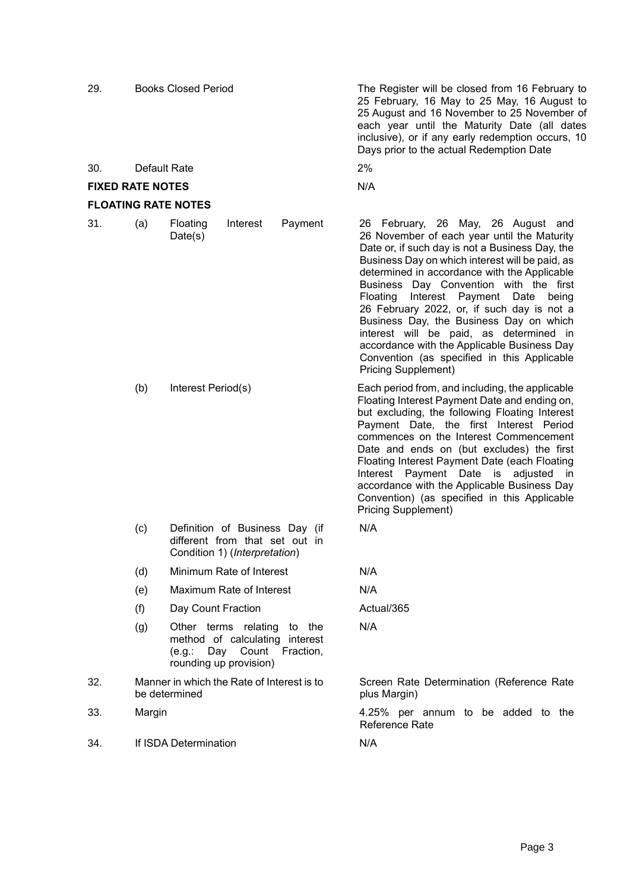| | | | |
|---|---|---|---|
| 29. | Books Closed Period | | The Register will be closed from 16 February to 25 February, 16 May to 25 May, 16 August to 25 August and 16 November to 25 November of each year until the Maturity Date (all dates inclusive), or if any early redemption occurs, 10 Days prior to the actual Redemption Date |
| 30. | Default Rate | | 2% |

**FIXED RATE NOTES** N/A

**FLOATING RATE NOTES**

| | | | |
|---|---|---|---|
| 31. | (a) | Floating Interest Payment Date(s) | 26 February, 26 May, 26 August and 26 November of each year until the Maturity Date or, if such day is not a Business Day, the Business Day on which interest will be paid, as determined in accordance with the Applicable Business Day Convention with the first Floating Interest Payment Date being 26 February 2022, or, if such day is not a Business Day, the Business Day on which interest will be paid, as determined in accordance with the Applicable Business Day Convention (as specified in this Applicable Pricing Supplement) |
| | (b) | Interest Period(s) | Each period from, and including, the applicable Floating Interest Payment Date and ending on, but excluding, the following Floating Interest Payment Date, the first Interest Period commences on the Interest Commencement Date and ends on (but excludes) the first Floating Interest Payment Date (each Floating Interest Payment Date is adjusted in accordance with the Applicable Business Day Convention) (as specified in this Applicable Pricing Supplement) |
| | (c) | Definition of Business Day (if different from that set out in Condition 1) (*Interpretation*) | N/A |
| | (d) | Minimum Rate of Interest | N/A |
| | (e) | Maximum Rate of Interest | N/A |
| | (f) | Day Count Fraction | Actual/365 |
| | (g) | Other terms relating to the method of calculating interest (e.g.: Day Count Fraction, rounding up provision) | N/A |
| 32. | Manner in which the Rate of Interest is to be determined | | Screen Rate Determination (Reference Rate plus Margin) |
| 33. | Margin | | 4.25% per annum to be added to the Reference Rate |
| 34. | If ISDA Determination | | N/A |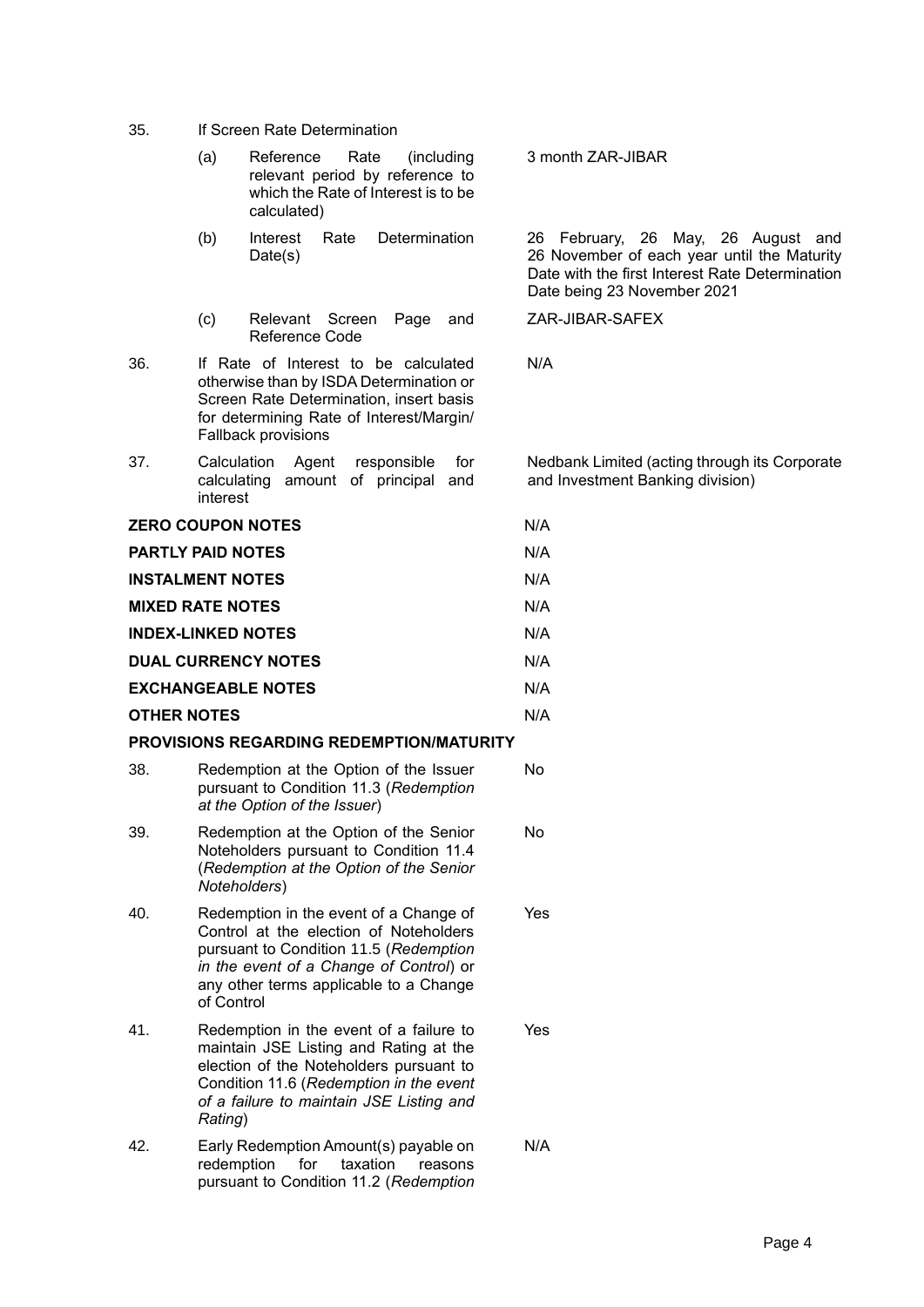| | | |
|---|---|---|
| 35. | If Screen Rate Determination | |
| | (a) Reference Rate (including relevant period by reference to which the Rate of Interest is to be calculated) | 3 month ZAR-JIBAR |
| | (b) Interest Rate Determination Date(s) | 26 February, 26 May, 26 August and 26 November of each year until the Maturity Date with the first Interest Rate Determination Date being 23 November 2021 |
| | (c) Relevant Screen Page and Reference Code | ZAR-JIBAR-SAFEX |
| 36. | If Rate of Interest to be calculated otherwise than by ISDA Determination or Screen Rate Determination, insert basis for determining Rate of Interest/Margin/ Fallback provisions | N/A |
| 37. | Calculation Agent responsible for calculating amount of principal and interest | Nedbank Limited (acting through its Corporate and Investment Banking division) |
| **ZERO COUPON NOTES** | | N/A |
| **PARTLY PAID NOTES** | | N/A |
| **INSTALMENT NOTES** | | N/A |
| **MIXED RATE NOTES** | | N/A |
| **INDEX-LINKED NOTES** | | N/A |
| **DUAL CURRENCY NOTES** | | N/A |
| **EXCHANGEABLE NOTES** | | N/A |
| **OTHER NOTES** | | N/A |

**PROVISIONS REGARDING REDEMPTION/MATURITY**

| | | |
|---|---|---|
| 38. | Redemption at the Option of the Issuer pursuant to Condition 11.3 (*Redemption at the Option of the Issuer*) | No |
| 39. | Redemption at the Option of the Senior Noteholders pursuant to Condition 11.4 (*Redemption at the Option of the Senior Noteholders*) | No |
| 40. | Redemption in the event of a Change of Control at the election of Noteholders pursuant to Condition 11.5 (*Redemption in the event of a Change of Control*) or any other terms applicable to a Change of Control | Yes |
| 41. | Redemption in the event of a failure to maintain JSE Listing and Rating at the election of the Noteholders pursuant to Condition 11.6 (*Redemption in the event of a failure to maintain JSE Listing and Rating*) | Yes |
| 42. | Early Redemption Amount(s) payable on redemption for taxation reasons pursuant to Condition 11.2 (*Redemption* | N/A |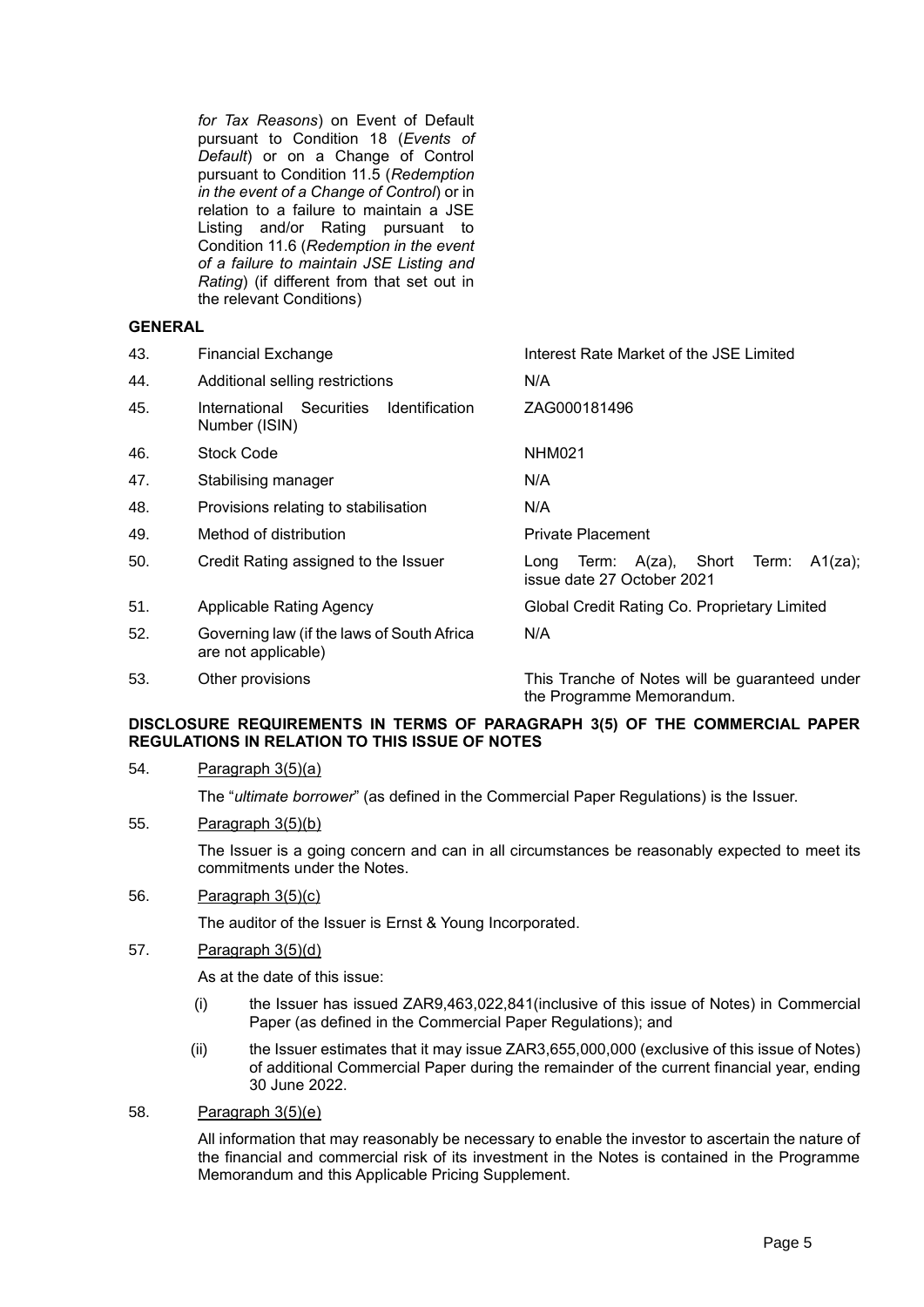*for Tax Reasons*) on Event of Default pursuant to Condition 18 (*Events of Default*) or on a Change of Control pursuant to Condition 11.5 (*Redemption in the event of a Change of Control*) or in relation to a failure to maintain a JSE Listing and/or Rating pursuant to Condition 11.6 (*Redemption in the event of a failure to maintain JSE Listing and Rating*) (if different from that set out in the relevant Conditions)

**GENERAL**

| | | |
|---|---|---|
| 43. | Financial Exchange | Interest Rate Market of the JSE Limited |
| 44. | Additional selling restrictions | N/A |
| 45. | International Securities Identification Number (ISIN) | ZAG000181496 |
| 46. | Stock Code | NHM021 |
| 47. | Stabilising manager | N/A |
| 48. | Provisions relating to stabilisation | N/A |
| 49. | Method of distribution | Private Placement |
| 50. | Credit Rating assigned to the Issuer | Long Term: A(za), Short Term: A1(za); issue date 27 October 2021 |
| 51. | Applicable Rating Agency | Global Credit Rating Co. Proprietary Limited |
| 52. | Governing law (if the laws of South Africa are not applicable) | N/A |
| 53. | Other provisions | This Tranche of Notes will be guaranteed under the Programme Memorandum. |

**DISCLOSURE REQUIREMENTS IN TERMS OF PARAGRAPH 3(5) OF THE COMMERCIAL PAPER REGULATIONS IN RELATION TO THIS ISSUE OF NOTES**

54. Paragraph 3(5)(a)

The "*ultimate borrower*" (as defined in the Commercial Paper Regulations) is the Issuer.

55. Paragraph 3(5)(b)

The Issuer is a going concern and can in all circumstances be reasonably expected to meet its commitments under the Notes.

56. Paragraph 3(5)(c)

The auditor of the Issuer is Ernst & Young Incorporated.

57. Paragraph 3(5)(d)

As at the date of this issue:

(i) the Issuer has issued ZAR9,463,022,841(inclusive of this issue of Notes) in Commercial Paper (as defined in the Commercial Paper Regulations); and

(ii) the Issuer estimates that it may issue ZAR3,655,000,000 (exclusive of this issue of Notes) of additional Commercial Paper during the remainder of the current financial year, ending 30 June 2022.

58. Paragraph 3(5)(e)

All information that may reasonably be necessary to enable the investor to ascertain the nature of the financial and commercial risk of its investment in the Notes is contained in the Programme Memorandum and this Applicable Pricing Supplement.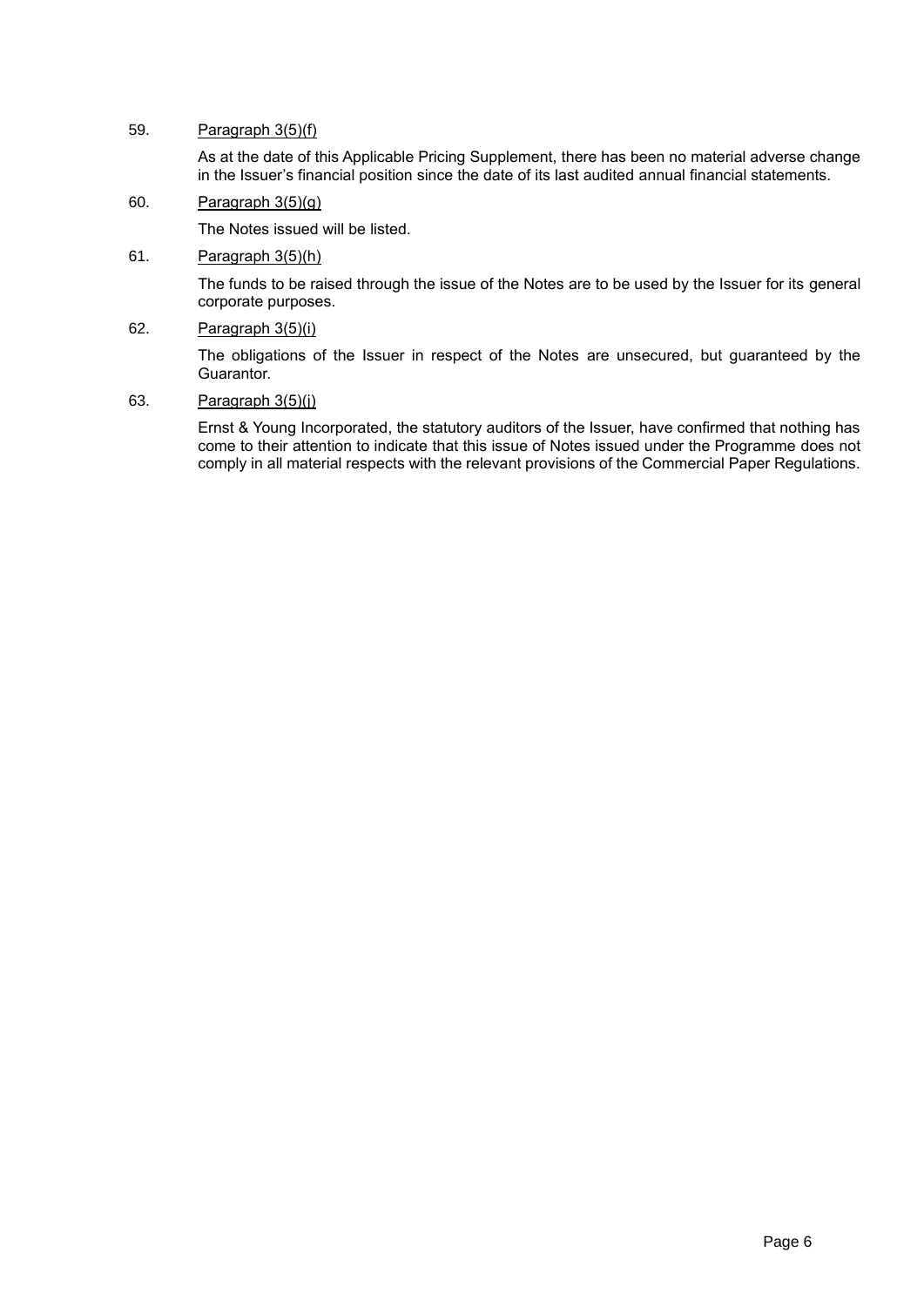59. Paragraph 3(5)(f)

    As at the date of this Applicable Pricing Supplement, there has been no material adverse change in the Issuer's financial position since the date of its last audited annual financial statements.

60. Paragraph 3(5)(g)

    The Notes issued will be listed.

61. Paragraph 3(5)(h)

    The funds to be raised through the issue of the Notes are to be used by the Issuer for its general corporate purposes.

62. Paragraph 3(5)(i)

    The obligations of the Issuer in respect of the Notes are unsecured, but guaranteed by the Guarantor.

63. Paragraph 3(5)(j)

    Ernst & Young Incorporated, the statutory auditors of the Issuer, have confirmed that nothing has come to their attention to indicate that this issue of Notes issued under the Programme does not comply in all material respects with the relevant provisions of the Commercial Paper Regulations.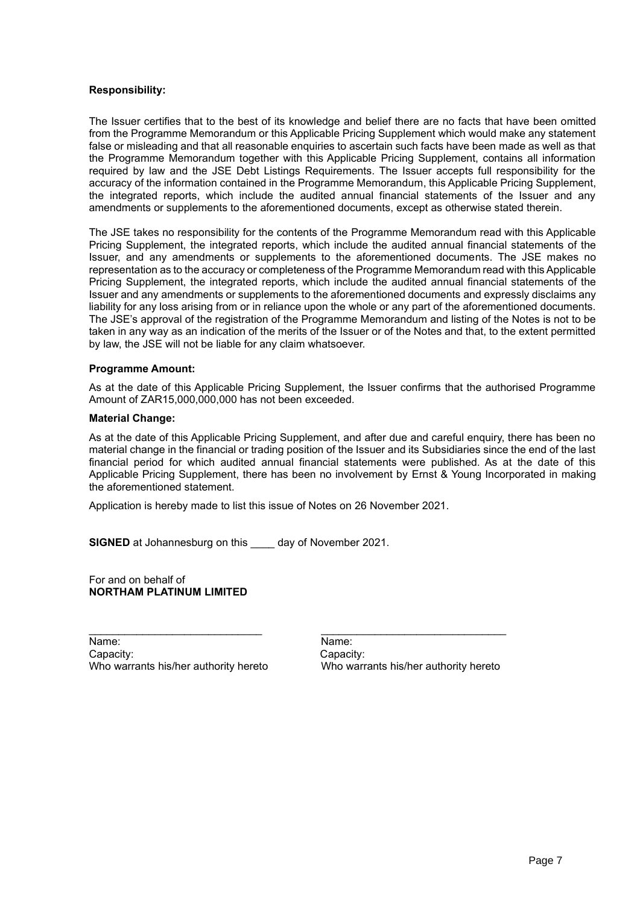**Responsibility:**

The Issuer certifies that to the best of its knowledge and belief there are no facts that have been omitted from the Programme Memorandum or this Applicable Pricing Supplement which would make any statement false or misleading and that all reasonable enquiries to ascertain such facts have been made as well as that the Programme Memorandum together with this Applicable Pricing Supplement, contains all information required by law and the JSE Debt Listings Requirements. The Issuer accepts full responsibility for the accuracy of the information contained in the Programme Memorandum, this Applicable Pricing Supplement, the integrated reports, which include the audited annual financial statements of the Issuer and any amendments or supplements to the aforementioned documents, except as otherwise stated therein.

The JSE takes no responsibility for the contents of the Programme Memorandum read with this Applicable Pricing Supplement, the integrated reports, which include the audited annual financial statements of the Issuer, and any amendments or supplements to the aforementioned documents. The JSE makes no representation as to the accuracy or completeness of the Programme Memorandum read with this Applicable Pricing Supplement, the integrated reports, which include the audited annual financial statements of the Issuer and any amendments or supplements to the aforementioned documents and expressly disclaims any liability for any loss arising from or in reliance upon the whole or any part of the aforementioned documents. The JSE's approval of the registration of the Programme Memorandum and listing of the Notes is not to be taken in any way as an indication of the merits of the Issuer or of the Notes and that, to the extent permitted by law, the JSE will not be liable for any claim whatsoever.

**Programme Amount:**

As at the date of this Applicable Pricing Supplement, the Issuer confirms that the authorised Programme Amount of ZAR15,000,000,000 has not been exceeded.

**Material Change:**

As at the date of this Applicable Pricing Supplement, and after due and careful enquiry, there has been no material change in the financial or trading position of the Issuer and its Subsidiaries since the end of the last financial period for which audited annual financial statements were published. As at the date of this Applicable Pricing Supplement, there has been no involvement by Ernst & Young Incorporated in making the aforementioned statement.

Application is hereby made to list this issue of Notes on 26 November 2021.

**SIGNED** at Johannesburg on this ____ day of November 2021.

For and on behalf of
**NORTHAM PLATINUM LIMITED**

| | |
|---|---|
| ______________________________ | ______________________________ |
| Name: | Name: |
| Capacity: | Capacity: |
| Who warrants his/her authority hereto | Who warrants his/her authority hereto |